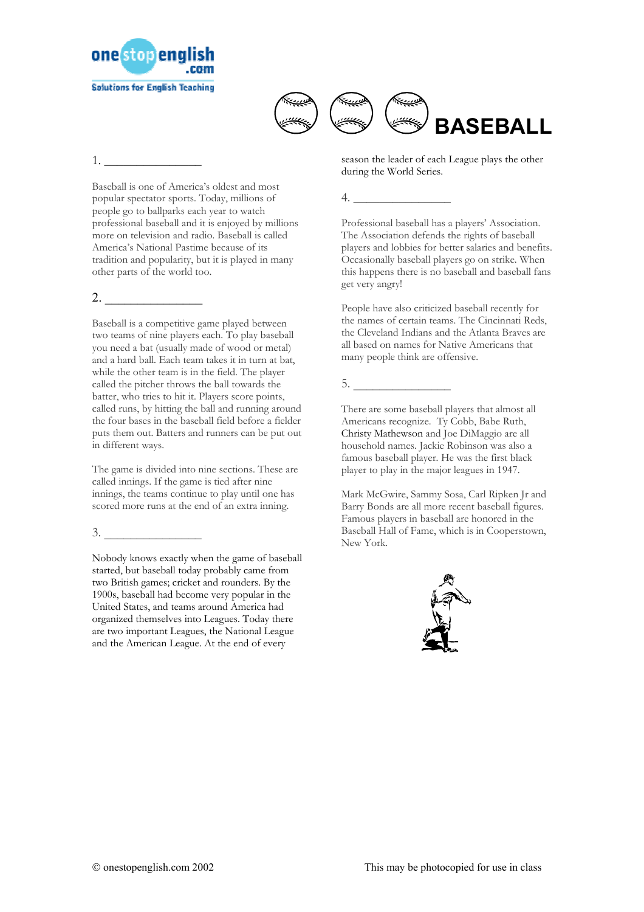# BASEBALL

1. ________________

Baseball is one of America's oldest and most popular spectator sports. Today, millions of people go to ballparks each year to watch professional baseball and it is enjoyed by millions more on television and radio. Baseball is called America's National Pastime because of its tradition and popularity, but it is played in many other parts of the world too.

2. ________________

Baseball is a competitive game played between two teams of nine players each. To play baseball you need a bat (usually made of wood or metal) and a hard ball. Each team takes it in turn at bat, while the other team is in the field. The player called the pitcher throws the ball towards the batter, who tries to hit it. Players score points, called runs, by hitting the ball and running around the four bases in the baseball field before a fielder puts them out. Batters and runners can be put out in different ways.

The game is divided into nine sections. These are called innings. If the game is tied after nine innings, the teams continue to play until one has scored more runs at the end of an extra inning.

3. ________________

Nobody knows exactly when the game of baseball started, but baseball today probably came from two British games; cricket and rounders. By the 1900s, baseball had become very popular in the United States, and teams around America had organized themselves into Leagues. Today there are two important Leagues, the National League and the American League. At the end of every season the leader of each League plays the other during the World Series.

4. ________________

Professional baseball has a players' Association. The Association defends the rights of baseball players and lobbies for better salaries and benefits. Occasionally baseball players go on strike. When this happens there is no baseball and baseball fans get very angry!

People have also criticized baseball recently for the names of certain teams. The Cincinnati Reds, the Cleveland Indians and the Atlanta Braves are all based on names for Native Americans that many people think are offensive.

5. ________________

There are some baseball players that almost all Americans recognize. Ty Cobb, Babe Ruth, Christy Mathewson and Joe DiMaggio are all household names. Jackie Robinson was also a famous baseball player. He was the first black player to play in the major leagues in 1947.

Mark McGwire, Sammy Sosa, Carl Ripken Jr and Barry Bonds are all more recent baseball figures. Famous players in baseball are honored in the Baseball Hall of Fame, which is in Cooperstown, New York.

© onestopenglish.com 2002 This may be photocopied for use in class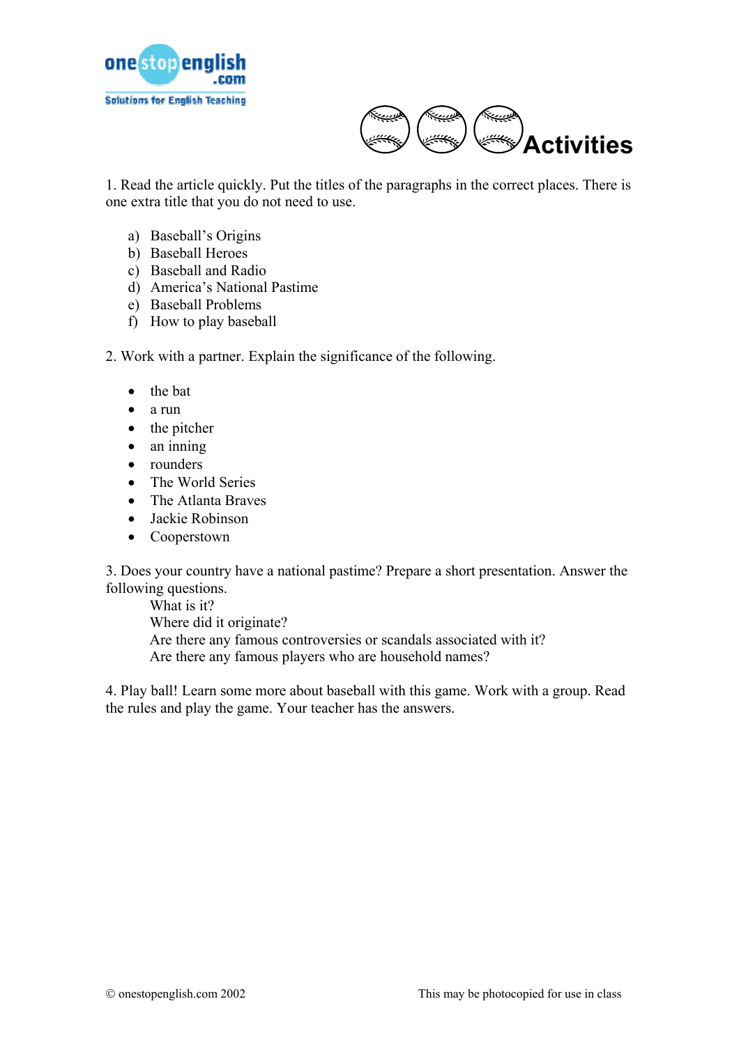# Activities

1. Read the article quickly. Put the titles of the paragraphs in the correct places. There is one extra title that you do not need to use.

   a) Baseball's Origins
   b) Baseball Heroes
   c) Baseball and Radio
   d) America's National Pastime
   e) Baseball Problems
   f) How to play baseball

2. Work with a partner. Explain the significance of the following.

   - the bat
   - a run
   - the pitcher
   - an inning
   - rounders
   - The World Series
   - The Atlanta Braves
   - Jackie Robinson
   - Cooperstown

3. Does your country have a national pastime? Prepare a short presentation. Answer the following questions.

   What is it?
   Where did it originate?
   Are there any famous controversies or scandals associated with it?
   Are there any famous players who are household names?

4. Play ball! Learn some more about baseball with this game. Work with a group. Read the rules and play the game. Your teacher has the answers.

© onestopenglish.com 2002 This may be photocopied for use in class